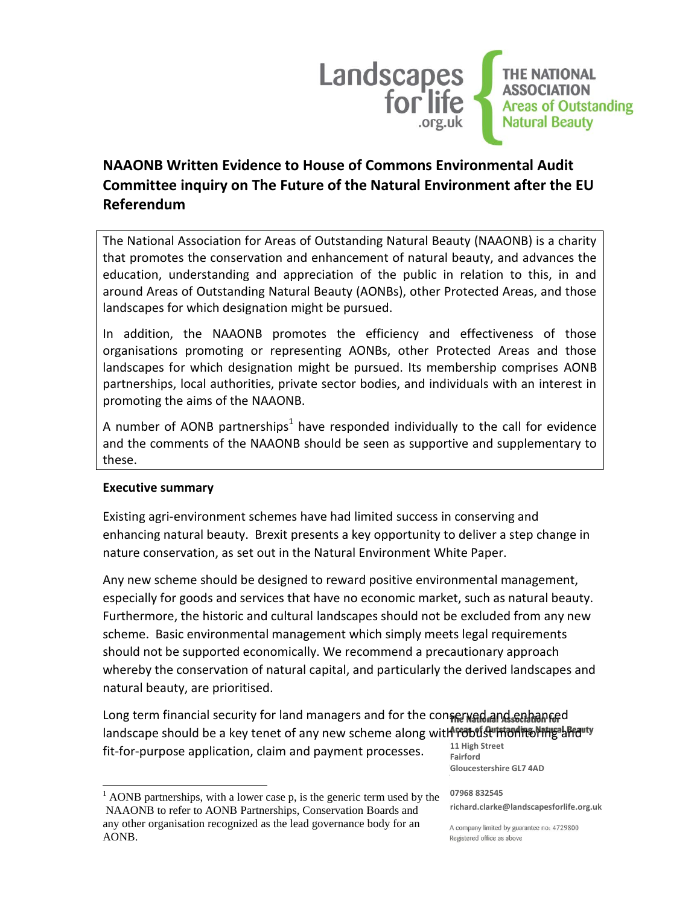Landscapes for life .org.uk

THE NATIONAL ASSOCIATION Areas of Outstanding Natural Beauty

# NAAONB Written Evidence to House of Commons Environmental Audit Committee inquiry on The Future of the Natural Environment after the EU Referendum

The National Association for Areas of Outstanding Natural Beauty (NAAONB) is a charity that promotes the conservation and enhancement of natural beauty, and advances the education, understanding and appreciation of the public in relation to this, in and around Areas of Outstanding Natural Beauty (AONBs), other Protected Areas, and those landscapes for which designation might be pursued.

In addition, the NAAONB promotes the efficiency and effectiveness of those organisations promoting or representing AONBs, other Protected Areas and those landscapes for which designation might be pursued. Its membership comprises AONB partnerships, local authorities, private sector bodies, and individuals with an interest in promoting the aims of the NAAONB.

A number of AONB partnerships[1] have responded individually to the call for evidence and the comments of the NAAONB should be seen as supportive and supplementary to these.

## Executive summary

Existing agri-environment schemes have had limited success in conserving and enhancing natural beauty. Brexit presents a key opportunity to deliver a step change in nature conservation, as set out in the Natural Environment White Paper.

Any new scheme should be designed to reward positive environmental management, especially for goods and services that have no economic market, such as natural beauty. Furthermore, the historic and cultural landscapes should not be excluded from any new scheme. Basic environmental management which simply meets legal requirements should not be supported economically. We recommend a precautionary approach whereby the conservation of natural capital, and particularly the derived landscapes and natural beauty, are prioritised.

Long term financial security for land managers and for the conserved and enhanced landscape should be a key tenet of any new scheme along with robust monitoring and fit-for-purpose application, claim and payment processes.

The National Association for Areas of Outstanding Natural Beauty
11 High Street
Fairford
Gloucestershire GL7 4AD

07968 832545
richard.clarke@landscapesforlife.org.uk

A company limited by guarantee no: 4729800
Registered office as above

[1] AONB partnerships, with a lower case p, is the generic term used by the NAAONB to refer to AONB Partnerships, Conservation Boards and any other organisation recognized as the lead governance body for an AONB.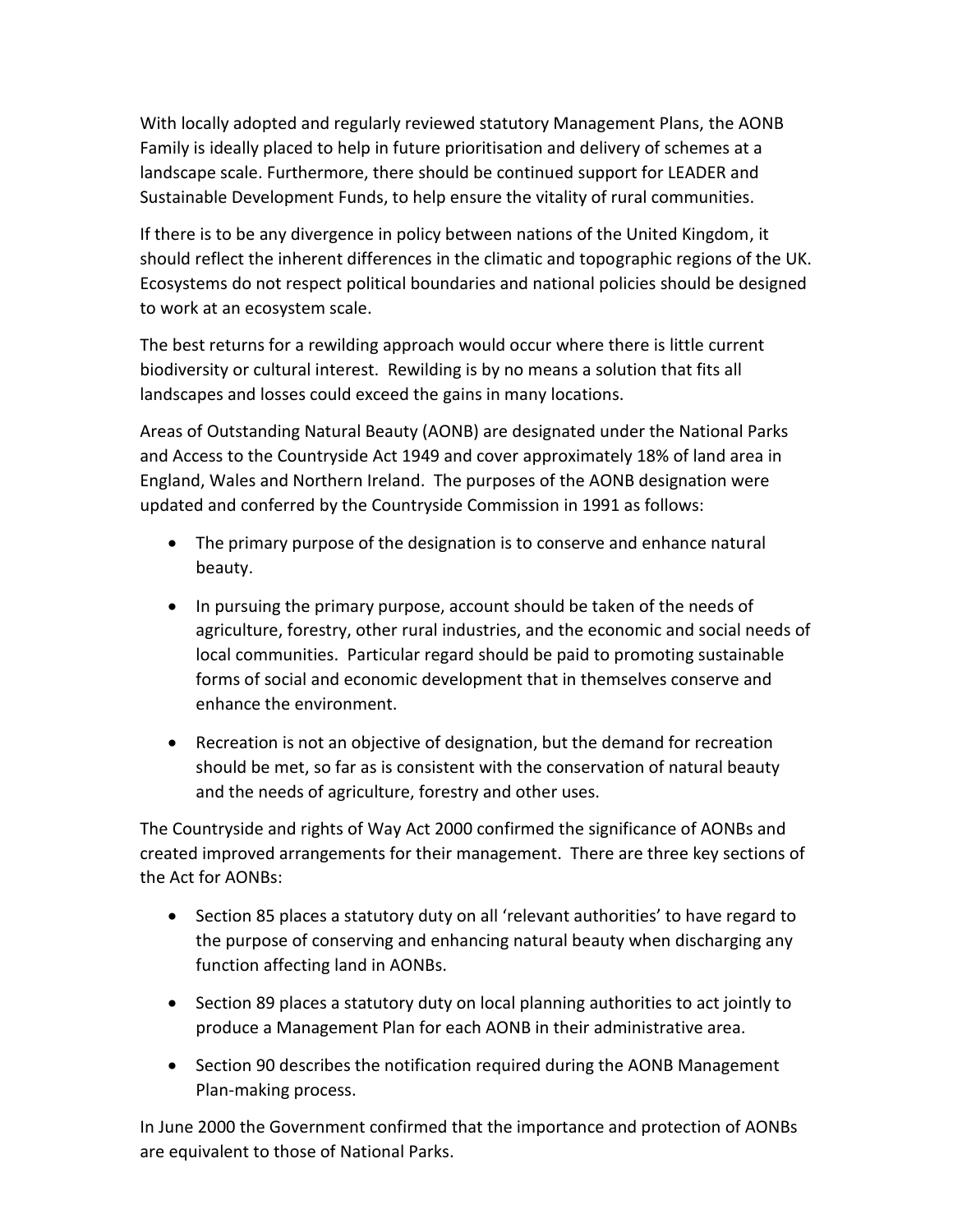With locally adopted and regularly reviewed statutory Management Plans, the AONB Family is ideally placed to help in future prioritisation and delivery of schemes at a landscape scale. Furthermore, there should be continued support for LEADER and Sustainable Development Funds, to help ensure the vitality of rural communities.

If there is to be any divergence in policy between nations of the United Kingdom, it should reflect the inherent differences in the climatic and topographic regions of the UK. Ecosystems do not respect political boundaries and national policies should be designed to work at an ecosystem scale.

The best returns for a rewilding approach would occur where there is little current biodiversity or cultural interest. Rewilding is by no means a solution that fits all landscapes and losses could exceed the gains in many locations.

Areas of Outstanding Natural Beauty (AONB) are designated under the National Parks and Access to the Countryside Act 1949 and cover approximately 18% of land area in England, Wales and Northern Ireland. The purposes of the AONB designation were updated and conferred by the Countryside Commission in 1991 as follows:

- The primary purpose of the designation is to conserve and enhance natural beauty.
- In pursuing the primary purpose, account should be taken of the needs of agriculture, forestry, other rural industries, and the economic and social needs of local communities. Particular regard should be paid to promoting sustainable forms of social and economic development that in themselves conserve and enhance the environment.
- Recreation is not an objective of designation, but the demand for recreation should be met, so far as is consistent with the conservation of natural beauty and the needs of agriculture, forestry and other uses.

The Countryside and rights of Way Act 2000 confirmed the significance of AONBs and created improved arrangements for their management. There are three key sections of the Act for AONBs:

- Section 85 places a statutory duty on all 'relevant authorities' to have regard to the purpose of conserving and enhancing natural beauty when discharging any function affecting land in AONBs.
- Section 89 places a statutory duty on local planning authorities to act jointly to produce a Management Plan for each AONB in their administrative area.
- Section 90 describes the notification required during the AONB Management Plan-making process.

In June 2000 the Government confirmed that the importance and protection of AONBs are equivalent to those of National Parks.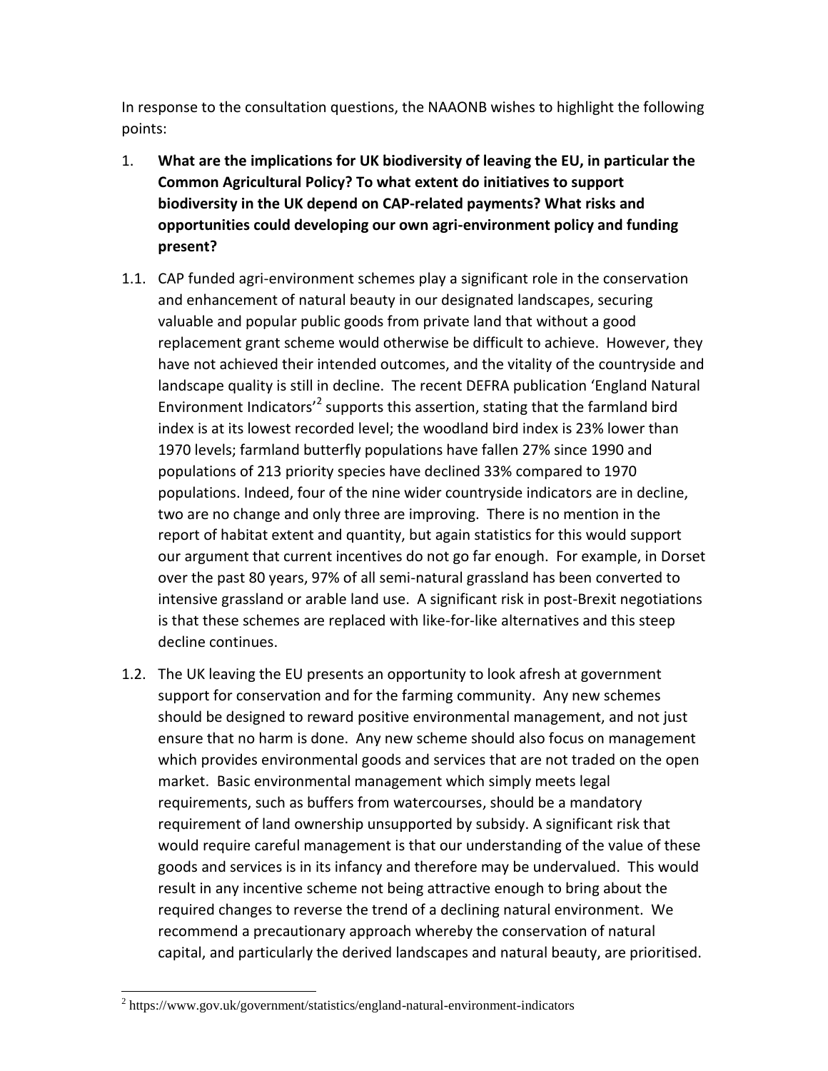In response to the consultation questions, the NAAONB wishes to highlight the following points:

1. **What are the implications for UK biodiversity of leaving the EU, in particular the Common Agricultural Policy? To what extent do initiatives to support biodiversity in the UK depend on CAP-related payments? What risks and opportunities could developing our own agri-environment policy and funding present?**

1.1. CAP funded agri-environment schemes play a significant role in the conservation and enhancement of natural beauty in our designated landscapes, securing valuable and popular public goods from private land that without a good replacement grant scheme would otherwise be difficult to achieve. However, they have not achieved their intended outcomes, and the vitality of the countryside and landscape quality is still in decline. The recent DEFRA publication 'England Natural Environment Indicators'[2] supports this assertion, stating that the farmland bird index is at its lowest recorded level; the woodland bird index is 23% lower than 1970 levels; farmland butterfly populations have fallen 27% since 1990 and populations of 213 priority species have declined 33% compared to 1970 populations. Indeed, four of the nine wider countryside indicators are in decline, two are no change and only three are improving. There is no mention in the report of habitat extent and quantity, but again statistics for this would support our argument that current incentives do not go far enough. For example, in Dorset over the past 80 years, 97% of all semi-natural grassland has been converted to intensive grassland or arable land use. A significant risk in post-Brexit negotiations is that these schemes are replaced with like-for-like alternatives and this steep decline continues.

1.2. The UK leaving the EU presents an opportunity to look afresh at government support for conservation and for the farming community. Any new schemes should be designed to reward positive environmental management, and not just ensure that no harm is done. Any new scheme should also focus on management which provides environmental goods and services that are not traded on the open market. Basic environmental management which simply meets legal requirements, such as buffers from watercourses, should be a mandatory requirement of land ownership unsupported by subsidy. A significant risk that would require careful management is that our understanding of the value of these goods and services is in its infancy and therefore may be undervalued. This would result in any incentive scheme not being attractive enough to bring about the required changes to reverse the trend of a declining natural environment. We recommend a precautionary approach whereby the conservation of natural capital, and particularly the derived landscapes and natural beauty, are prioritised.

[2] https://www.gov.uk/government/statistics/england-natural-environment-indicators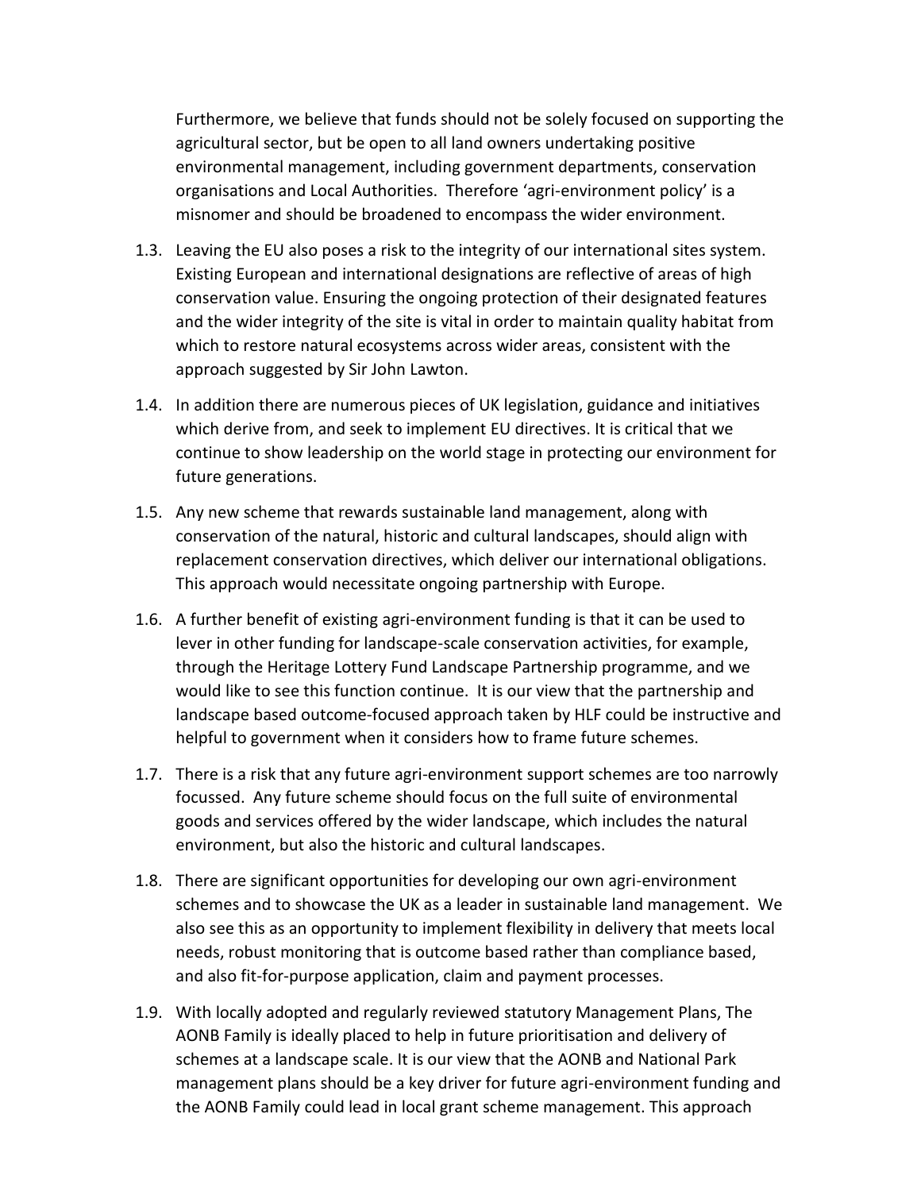Furthermore, we believe that funds should not be solely focused on supporting the agricultural sector, but be open to all land owners undertaking positive environmental management, including government departments, conservation organisations and Local Authorities. Therefore 'agri-environment policy' is a misnomer and should be broadened to encompass the wider environment.

1.3. Leaving the EU also poses a risk to the integrity of our international sites system. Existing European and international designations are reflective of areas of high conservation value. Ensuring the ongoing protection of their designated features and the wider integrity of the site is vital in order to maintain quality habitat from which to restore natural ecosystems across wider areas, consistent with the approach suggested by Sir John Lawton.

1.4. In addition there are numerous pieces of UK legislation, guidance and initiatives which derive from, and seek to implement EU directives. It is critical that we continue to show leadership on the world stage in protecting our environment for future generations.

1.5. Any new scheme that rewards sustainable land management, along with conservation of the natural, historic and cultural landscapes, should align with replacement conservation directives, which deliver our international obligations. This approach would necessitate ongoing partnership with Europe.

1.6. A further benefit of existing agri-environment funding is that it can be used to lever in other funding for landscape-scale conservation activities, for example, through the Heritage Lottery Fund Landscape Partnership programme, and we would like to see this function continue. It is our view that the partnership and landscape based outcome-focused approach taken by HLF could be instructive and helpful to government when it considers how to frame future schemes.

1.7. There is a risk that any future agri-environment support schemes are too narrowly focussed. Any future scheme should focus on the full suite of environmental goods and services offered by the wider landscape, which includes the natural environment, but also the historic and cultural landscapes.

1.8. There are significant opportunities for developing our own agri-environment schemes and to showcase the UK as a leader in sustainable land management. We also see this as an opportunity to implement flexibility in delivery that meets local needs, robust monitoring that is outcome based rather than compliance based, and also fit-for-purpose application, claim and payment processes.

1.9. With locally adopted and regularly reviewed statutory Management Plans, The AONB Family is ideally placed to help in future prioritisation and delivery of schemes at a landscape scale. It is our view that the AONB and National Park management plans should be a key driver for future agri-environment funding and the AONB Family could lead in local grant scheme management. This approach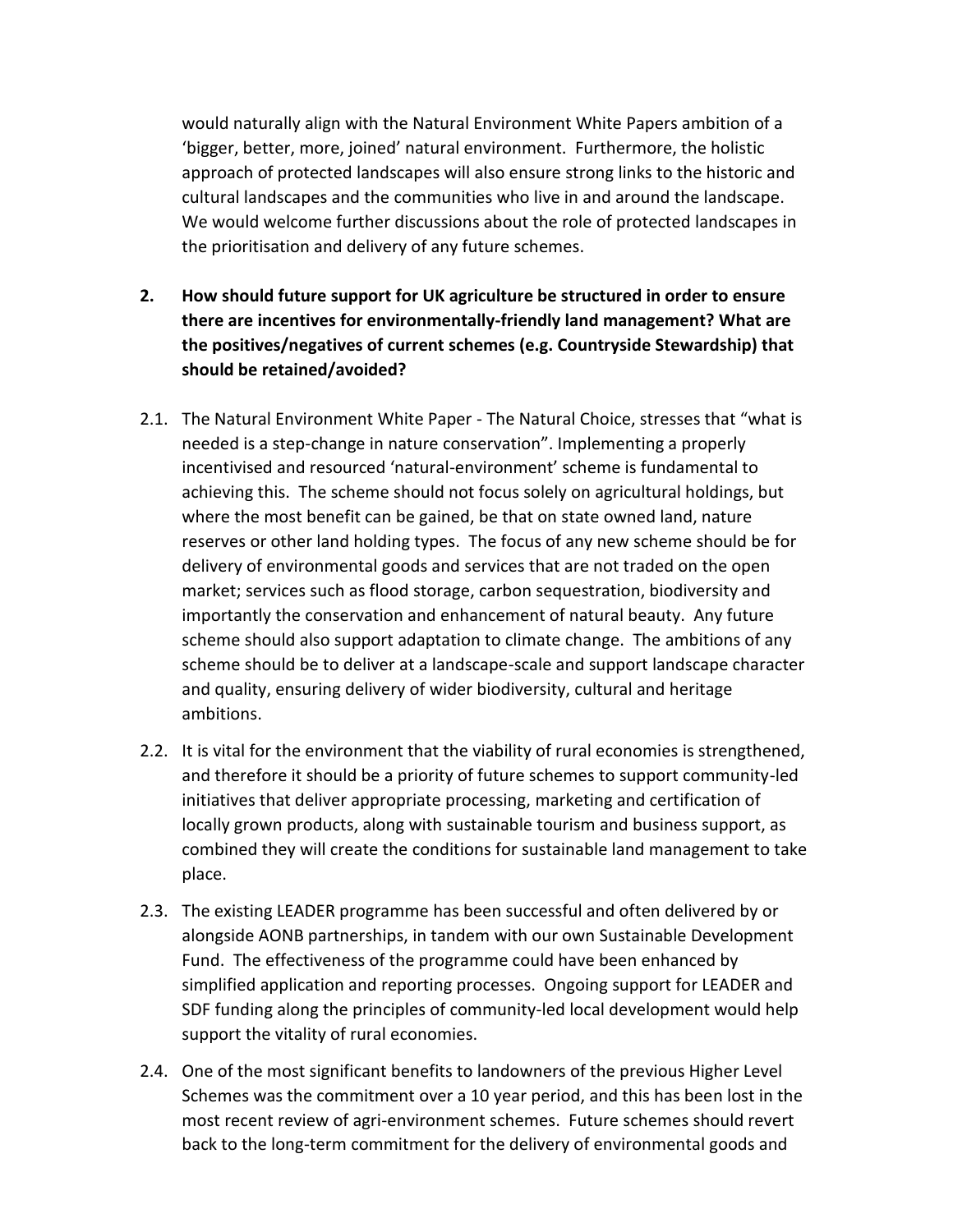would naturally align with the Natural Environment White Papers ambition of a 'bigger, better, more, joined' natural environment. Furthermore, the holistic approach of protected landscapes will also ensure strong links to the historic and cultural landscapes and the communities who live in and around the landscape. We would welcome further discussions about the role of protected landscapes in the prioritisation and delivery of any future schemes.

**2. How should future support for UK agriculture be structured in order to ensure there are incentives for environmentally-friendly land management? What are the positives/negatives of current schemes (e.g. Countryside Stewardship) that should be retained/avoided?**

2.1. The Natural Environment White Paper - The Natural Choice, stresses that "what is needed is a step-change in nature conservation". Implementing a properly incentivised and resourced 'natural-environment' scheme is fundamental to achieving this. The scheme should not focus solely on agricultural holdings, but where the most benefit can be gained, be that on state owned land, nature reserves or other land holding types. The focus of any new scheme should be for delivery of environmental goods and services that are not traded on the open market; services such as flood storage, carbon sequestration, biodiversity and importantly the conservation and enhancement of natural beauty. Any future scheme should also support adaptation to climate change. The ambitions of any scheme should be to deliver at a landscape-scale and support landscape character and quality, ensuring delivery of wider biodiversity, cultural and heritage ambitions.

2.2. It is vital for the environment that the viability of rural economies is strengthened, and therefore it should be a priority of future schemes to support community-led initiatives that deliver appropriate processing, marketing and certification of locally grown products, along with sustainable tourism and business support, as combined they will create the conditions for sustainable land management to take place.

2.3. The existing LEADER programme has been successful and often delivered by or alongside AONB partnerships, in tandem with our own Sustainable Development Fund. The effectiveness of the programme could have been enhanced by simplified application and reporting processes. Ongoing support for LEADER and SDF funding along the principles of community-led local development would help support the vitality of rural economies.

2.4. One of the most significant benefits to landowners of the previous Higher Level Schemes was the commitment over a 10 year period, and this has been lost in the most recent review of agri-environment schemes. Future schemes should revert back to the long-term commitment for the delivery of environmental goods and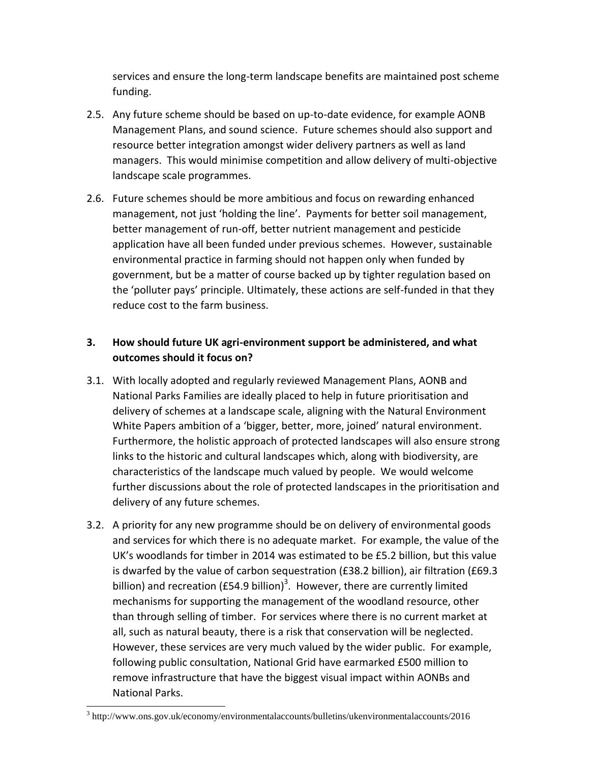services and ensure the long-term landscape benefits are maintained post scheme funding.

2.5. Any future scheme should be based on up-to-date evidence, for example AONB Management Plans, and sound science. Future schemes should also support and resource better integration amongst wider delivery partners as well as land managers. This would minimise competition and allow delivery of multi-objective landscape scale programmes.

2.6. Future schemes should be more ambitious and focus on rewarding enhanced management, not just 'holding the line'. Payments for better soil management, better management of run-off, better nutrient management and pesticide application have all been funded under previous schemes. However, sustainable environmental practice in farming should not happen only when funded by government, but be a matter of course backed up by tighter regulation based on the 'polluter pays' principle. Ultimately, these actions are self-funded in that they reduce cost to the farm business.

**3. How should future UK agri-environment support be administered, and what outcomes should it focus on?**

3.1. With locally adopted and regularly reviewed Management Plans, AONB and National Parks Families are ideally placed to help in future prioritisation and delivery of schemes at a landscape scale, aligning with the Natural Environment White Papers ambition of a 'bigger, better, more, joined' natural environment. Furthermore, the holistic approach of protected landscapes will also ensure strong links to the historic and cultural landscapes which, along with biodiversity, are characteristics of the landscape much valued by people. We would welcome further discussions about the role of protected landscapes in the prioritisation and delivery of any future schemes.

3.2. A priority for any new programme should be on delivery of environmental goods and services for which there is no adequate market. For example, the value of the UK's woodlands for timber in 2014 was estimated to be £5.2 billion, but this value is dwarfed by the value of carbon sequestration (£38.2 billion), air filtration (£69.3 billion) and recreation (£54.9 billion)[3]. However, there are currently limited mechanisms for supporting the management of the woodland resource, other than through selling of timber. For services where there is no current market at all, such as natural beauty, there is a risk that conservation will be neglected. However, these services are very much valued by the wider public. For example, following public consultation, National Grid have earmarked £500 million to remove infrastructure that have the biggest visual impact within AONBs and National Parks.

[3] http://www.ons.gov.uk/economy/environmentalaccounts/bulletins/ukenvironmentalaccounts/2016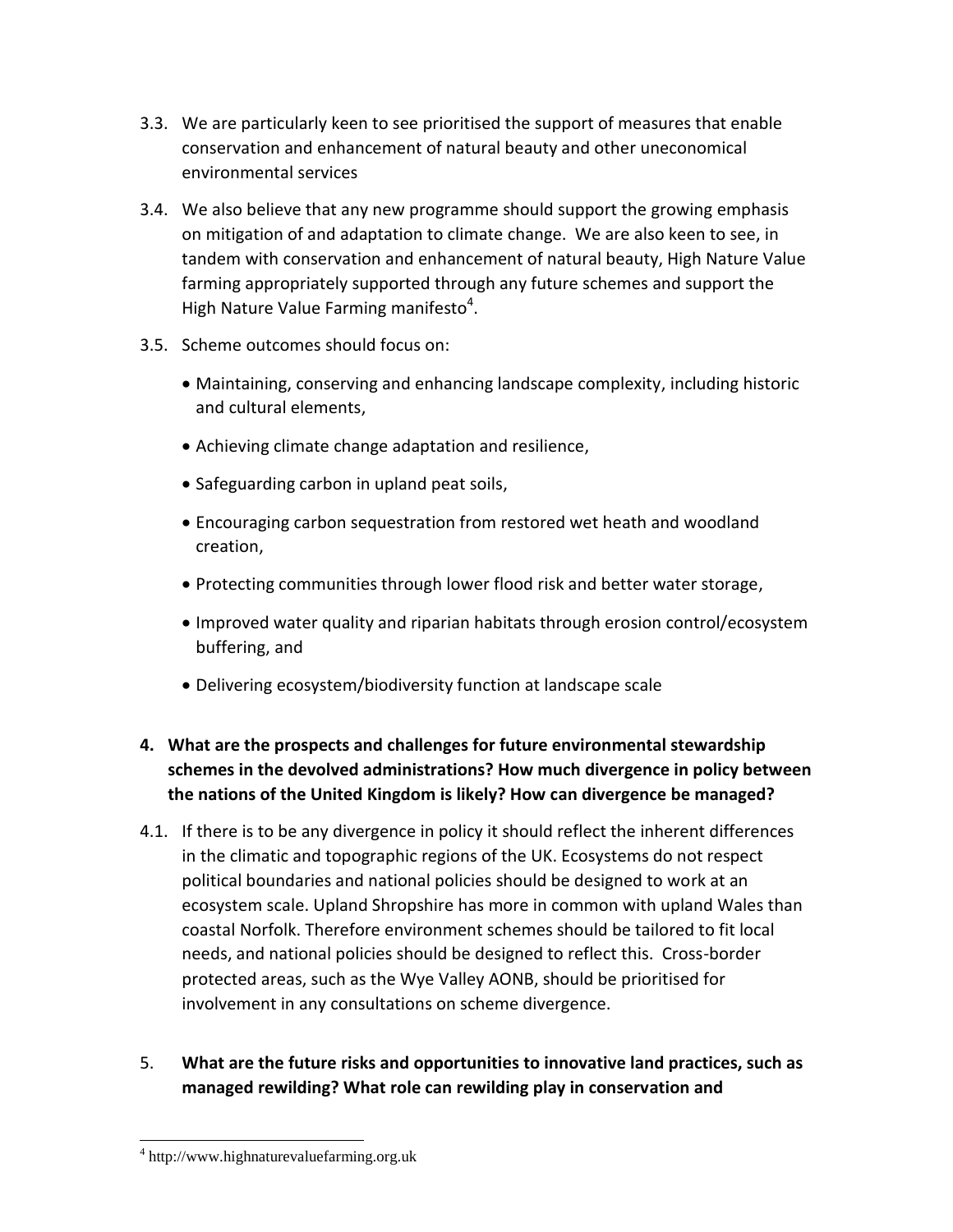3.3. We are particularly keen to see prioritised the support of measures that enable conservation and enhancement of natural beauty and other uneconomical environmental services

3.4. We also believe that any new programme should support the growing emphasis on mitigation of and adaptation to climate change. We are also keen to see, in tandem with conservation and enhancement of natural beauty, High Nature Value farming appropriately supported through any future schemes and support the High Nature Value Farming manifesto[4].

3.5. Scheme outcomes should focus on:

- Maintaining, conserving and enhancing landscape complexity, including historic and cultural elements,
- Achieving climate change adaptation and resilience,
- Safeguarding carbon in upland peat soils,
- Encouraging carbon sequestration from restored wet heath and woodland creation,
- Protecting communities through lower flood risk and better water storage,
- Improved water quality and riparian habitats through erosion control/ecosystem buffering, and
- Delivering ecosystem/biodiversity function at landscape scale

**4. What are the prospects and challenges for future environmental stewardship schemes in the devolved administrations? How much divergence in policy between the nations of the United Kingdom is likely? How can divergence be managed?**

4.1. If there is to be any divergence in policy it should reflect the inherent differences in the climatic and topographic regions of the UK. Ecosystems do not respect political boundaries and national policies should be designed to work at an ecosystem scale. Upland Shropshire has more in common with upland Wales than coastal Norfolk. Therefore environment schemes should be tailored to fit local needs, and national policies should be designed to reflect this. Cross-border protected areas, such as the Wye Valley AONB, should be prioritised for involvement in any consultations on scheme divergence.

5. **What are the future risks and opportunities to innovative land practices, such as managed rewilding? What role can rewilding play in conservation and**

[4] http://www.highnaturevaluefarming.org.uk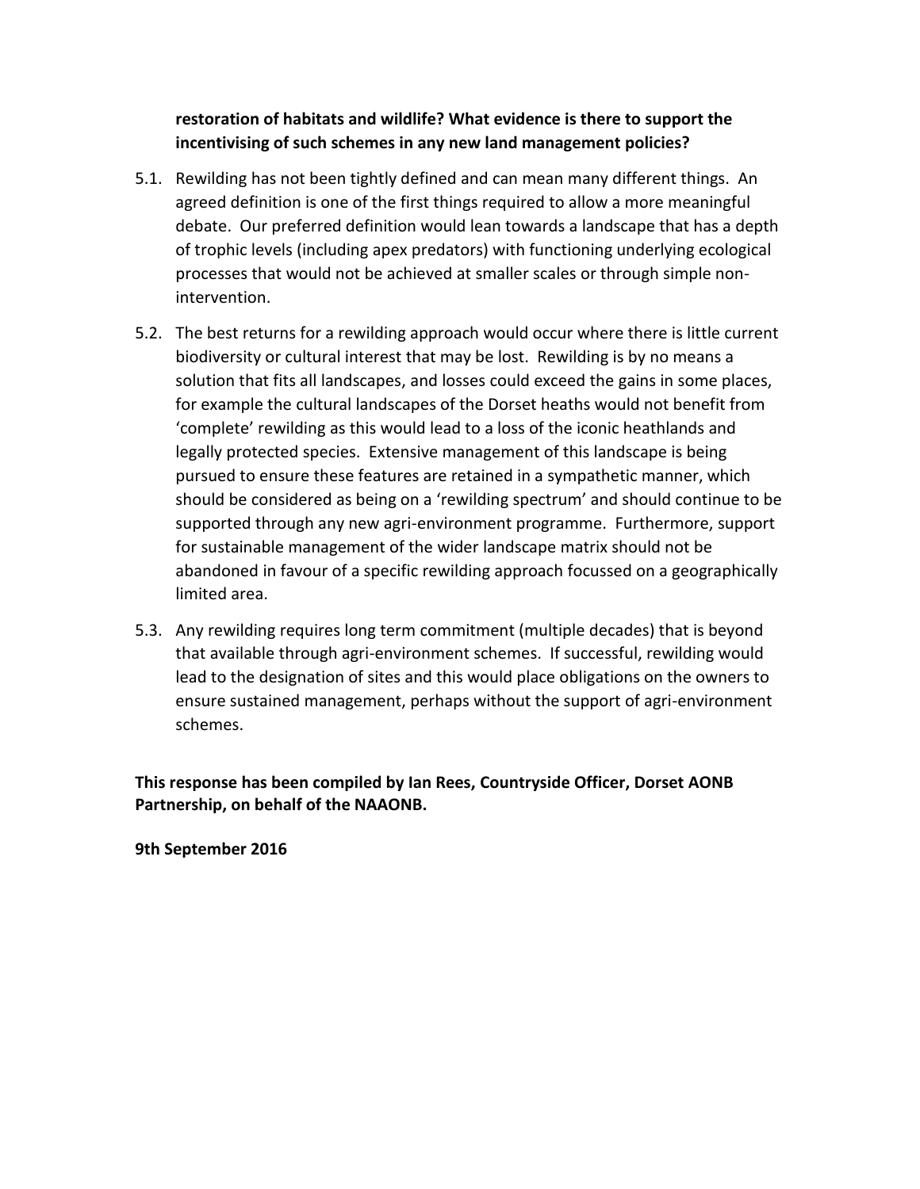**restoration of habitats and wildlife? What evidence is there to support the incentivising of such schemes in any new land management policies?**

5.1. Rewilding has not been tightly defined and can mean many different things. An agreed definition is one of the first things required to allow a more meaningful debate. Our preferred definition would lean towards a landscape that has a depth of trophic levels (including apex predators) with functioning underlying ecological processes that would not be achieved at smaller scales or through simple non-intervention.

5.2. The best returns for a rewilding approach would occur where there is little current biodiversity or cultural interest that may be lost. Rewilding is by no means a solution that fits all landscapes, and losses could exceed the gains in some places, for example the cultural landscapes of the Dorset heaths would not benefit from 'complete' rewilding as this would lead to a loss of the iconic heathlands and legally protected species. Extensive management of this landscape is being pursued to ensure these features are retained in a sympathetic manner, which should be considered as being on a 'rewilding spectrum' and should continue to be supported through any new agri-environment programme. Furthermore, support for sustainable management of the wider landscape matrix should not be abandoned in favour of a specific rewilding approach focussed on a geographically limited area.

5.3. Any rewilding requires long term commitment (multiple decades) that is beyond that available through agri-environment schemes. If successful, rewilding would lead to the designation of sites and this would place obligations on the owners to ensure sustained management, perhaps without the support of agri-environment schemes.

**This response has been compiled by Ian Rees, Countryside Officer, Dorset AONB Partnership, on behalf of the NAAONB.**

**9th September 2016**